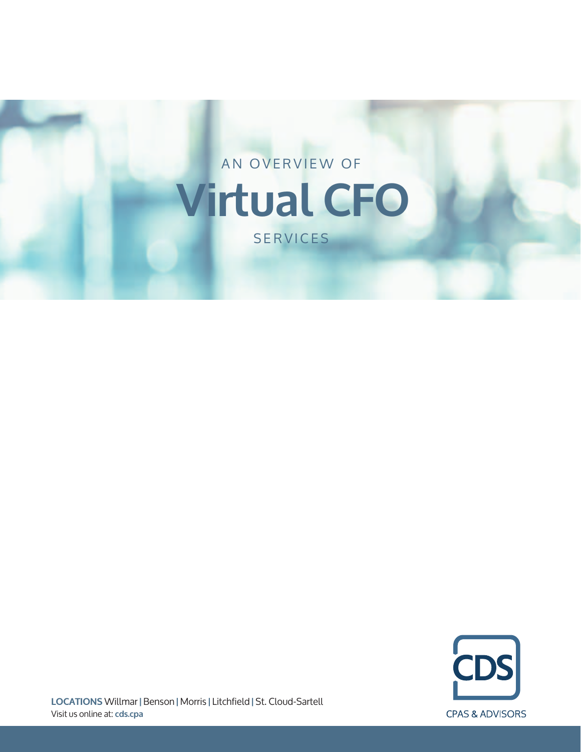AN OVERVIEW OF

# Virtual CFO

SERVICES

CDS

CPAS & ADVISORS

**LOCATIONS** Willmar | Benson | Morris | Litchfield | St. Cloud-Sartell
Visit us online at: **cds.cpa**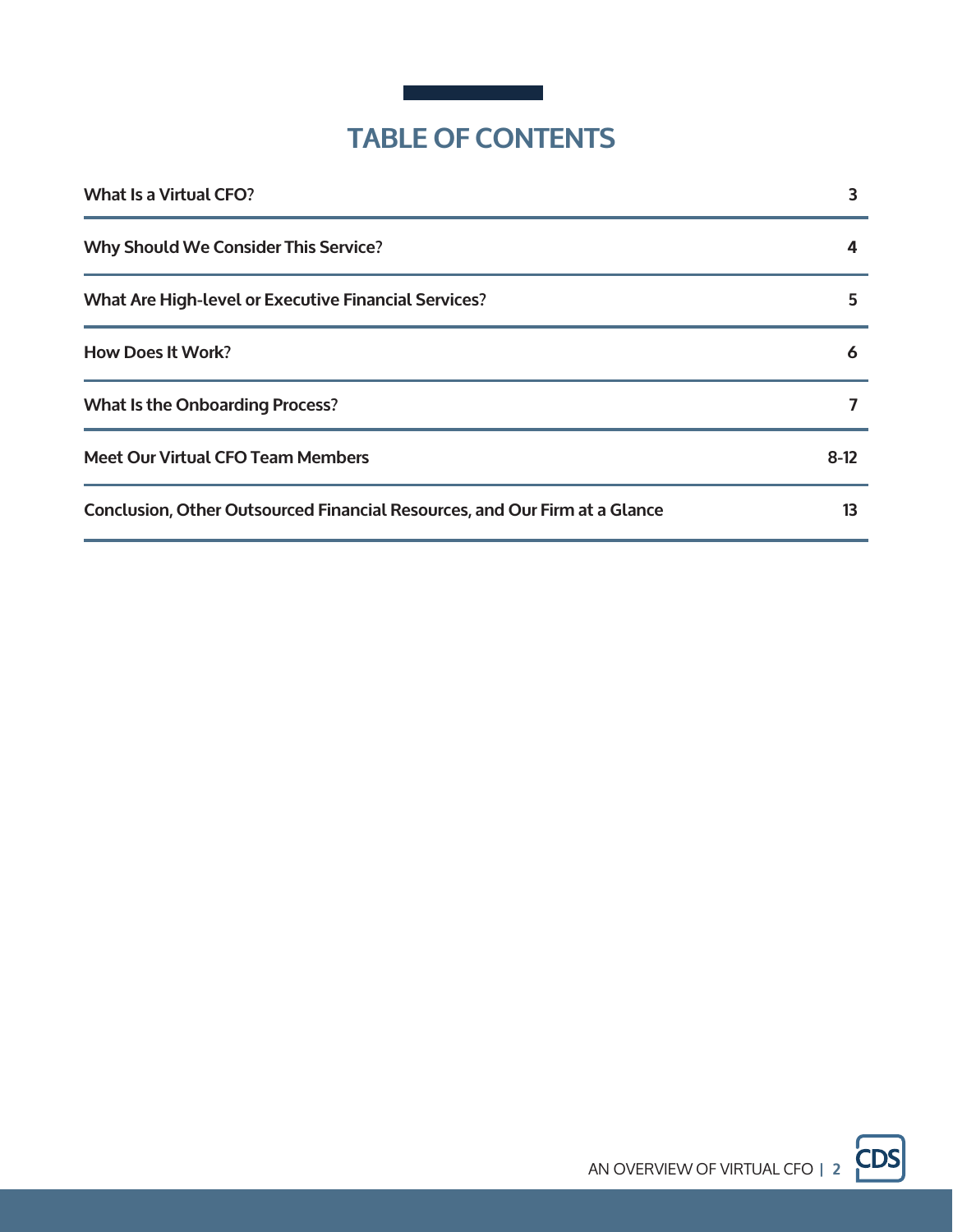# TABLE OF CONTENTS

| | |
|---|---|
| What Is a Virtual CFO? | 3 |
| Why Should We Consider This Service? | 4 |
| What Are High-level or Executive Financial Services? | 5 |
| How Does It Work? | 6 |
| What Is the Onboarding Process? | 7 |
| Meet Our Virtual CFO Team Members | 8-12 |
| Conclusion, Other Outsourced Financial Resources, and Our Firm at a Glance | 13 |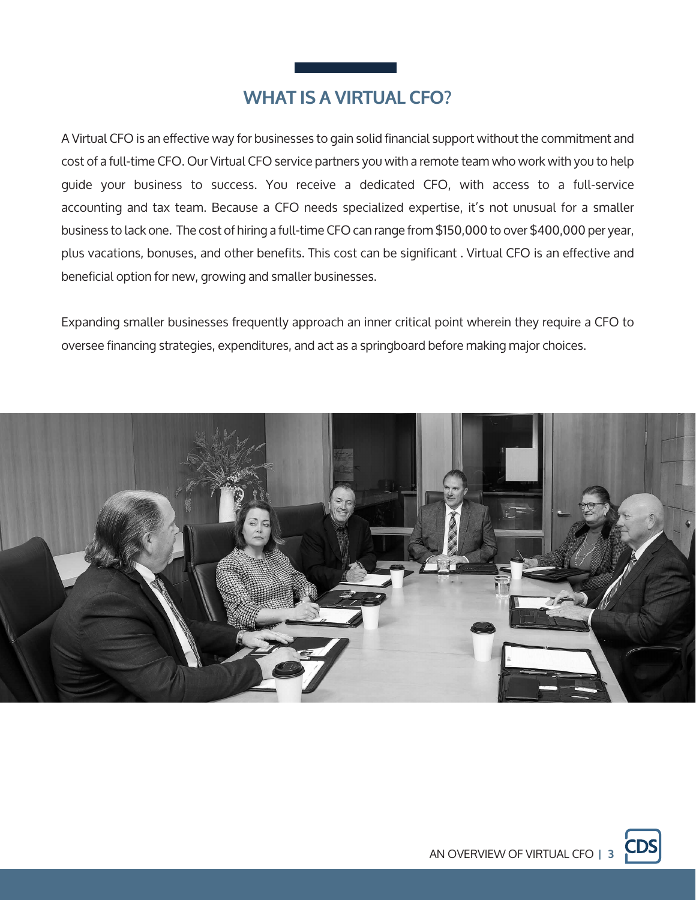# WHAT IS A VIRTUAL CFO?

A Virtual CFO is an effective way for businesses to gain solid financial support without the commitment and cost of a full-time CFO. Our Virtual CFO service partners you with a remote team who work with you to help guide your business to success. You receive a dedicated CFO, with access to a full-service accounting and tax team. Because a CFO needs specialized expertise, it's not unusual for a smaller business to lack one. The cost of hiring a full-time CFO can range from $150,000 to over $400,000 per year, plus vacations, bonuses, and other benefits. This cost can be significant . Virtual CFO is an effective and beneficial option for new, growing and smaller businesses.

Expanding smaller businesses frequently approach an inner critical point wherein they require a CFO to oversee financing strategies, expenditures, and act as a springboard before making major choices.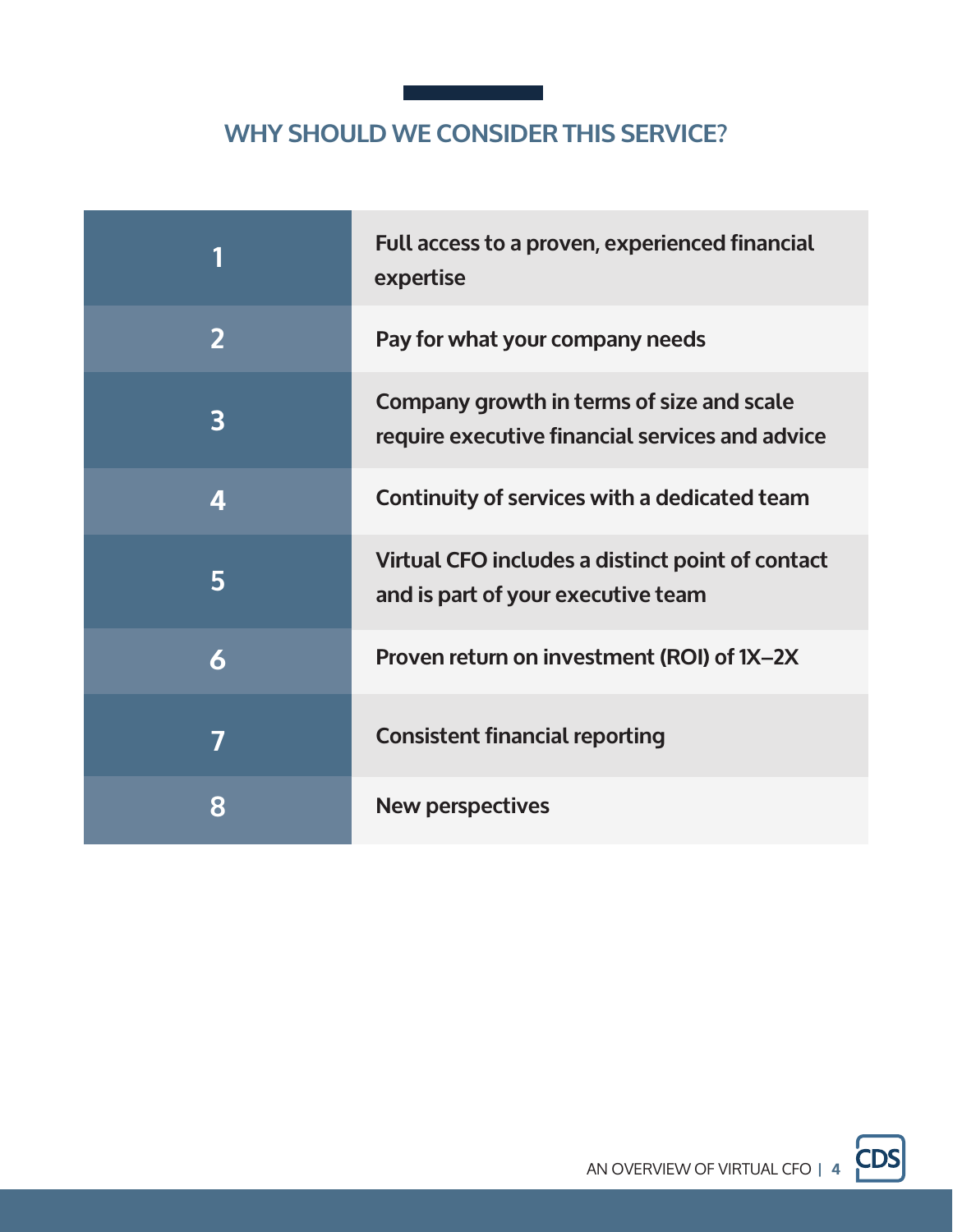## WHY SHOULD WE CONSIDER THIS SERVICE?

| | |
|---|---|
| 1 | Full access to a proven, experienced financial expertise |
| 2 | Pay for what your company needs |
| 3 | Company growth in terms of size and scale require executive financial services and advice |
| 4 | Continuity of services with a dedicated team |
| 5 | Virtual CFO includes a distinct point of contact and is part of your executive team |
| 6 | Proven return on investment (ROI) of 1X–2X |
| 7 | Consistent financial reporting |
| 8 | New perspectives |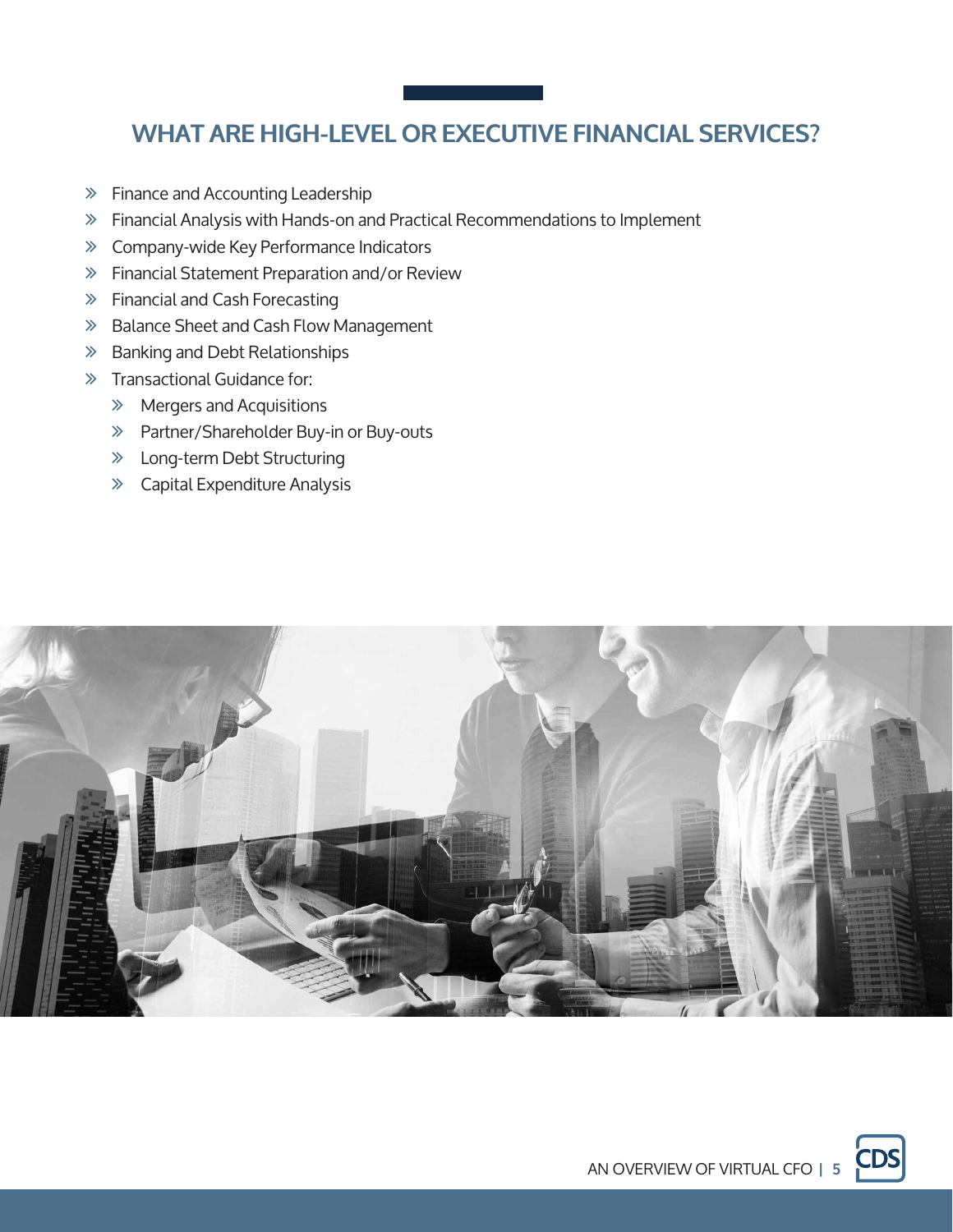## WHAT ARE HIGH-LEVEL OR EXECUTIVE FINANCIAL SERVICES?

- Finance and Accounting Leadership
- Financial Analysis with Hands-on and Practical Recommendations to Implement
- Company-wide Key Performance Indicators
- Financial Statement Preparation and/or Review
- Financial and Cash Forecasting
- Balance Sheet and Cash Flow Management
- Banking and Debt Relationships
- Transactional Guidance for:
  - Mergers and Acquisitions
  - Partner/Shareholder Buy-in or Buy-outs
  - Long-term Debt Structuring
  - Capital Expenditure Analysis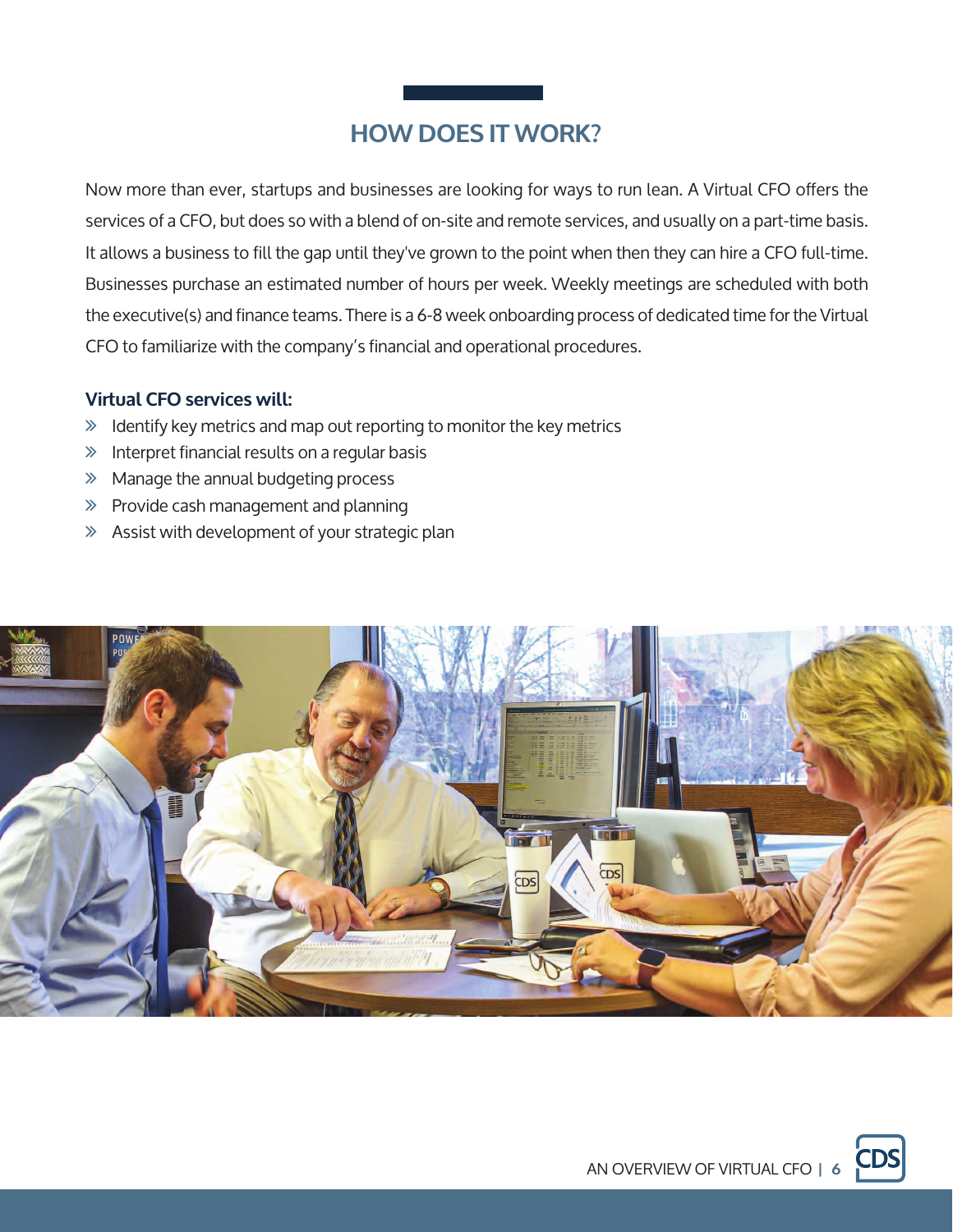## HOW DOES IT WORK?

Now more than ever, startups and businesses are looking for ways to run lean. A Virtual CFO offers the services of a CFO, but does so with a blend of on-site and remote services, and usually on a part-time basis. It allows a business to fill the gap until they've grown to the point when then they can hire a CFO full-time. Businesses purchase an estimated number of hours per week. Weekly meetings are scheduled with both the executive(s) and finance teams. There is a 6-8 week onboarding process of dedicated time for the Virtual CFO to familiarize with the company's financial and operational procedures.

### Virtual CFO services will:

- Identify key metrics and map out reporting to monitor the key metrics
- Interpret financial results on a regular basis
- Manage the annual budgeting process
- Provide cash management and planning
- Assist with development of your strategic plan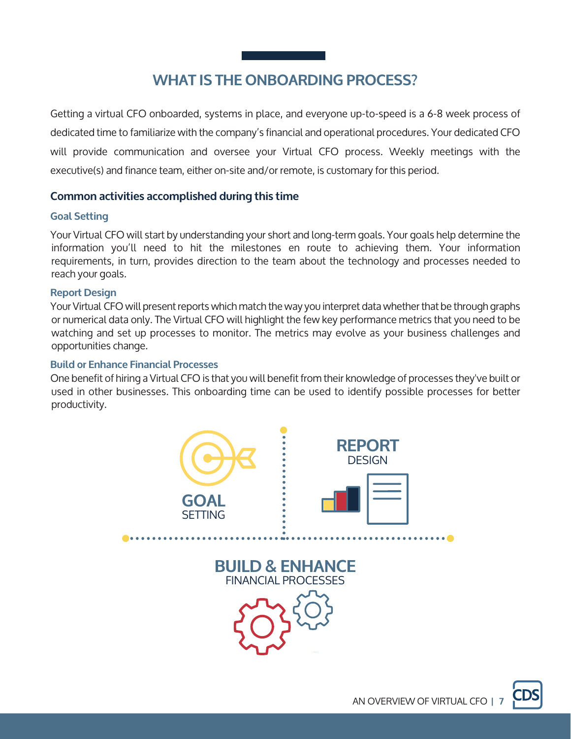## WHAT IS THE ONBOARDING PROCESS?

Getting a virtual CFO onboarded, systems in place, and everyone up-to-speed is a 6-8 week process of dedicated time to familiarize with the company's financial and operational procedures. Your dedicated CFO will provide communication and oversee your Virtual CFO process. Weekly meetings with the executive(s) and finance team, either on-site and/or remote, is customary for this period.

### Common activities accomplished during this time

#### Goal Setting

Your Virtual CFO will start by understanding your short and long-term goals. Your goals help determine the information you'll need to hit the milestones en route to achieving them. Your information requirements, in turn, provides direction to the team about the technology and processes needed to reach your goals.

#### Report Design

Your Virtual CFO will present reports which match the way you interpret data whether that be through graphs or numerical data only. The Virtual CFO will highlight the few key performance metrics that you need to be watching and set up processes to monitor. The metrics may evolve as your business challenges and opportunities change.

#### Build or Enhance Financial Processes

One benefit of hiring a Virtual CFO is that you will benefit from their knowledge of processes they've built or used in other businesses. This onboarding time can be used to identify possible processes for better productivity.

**GOAL** SETTING

**REPORT** DESIGN

**BUILD & ENHANCE** FINANCIAL PROCESSES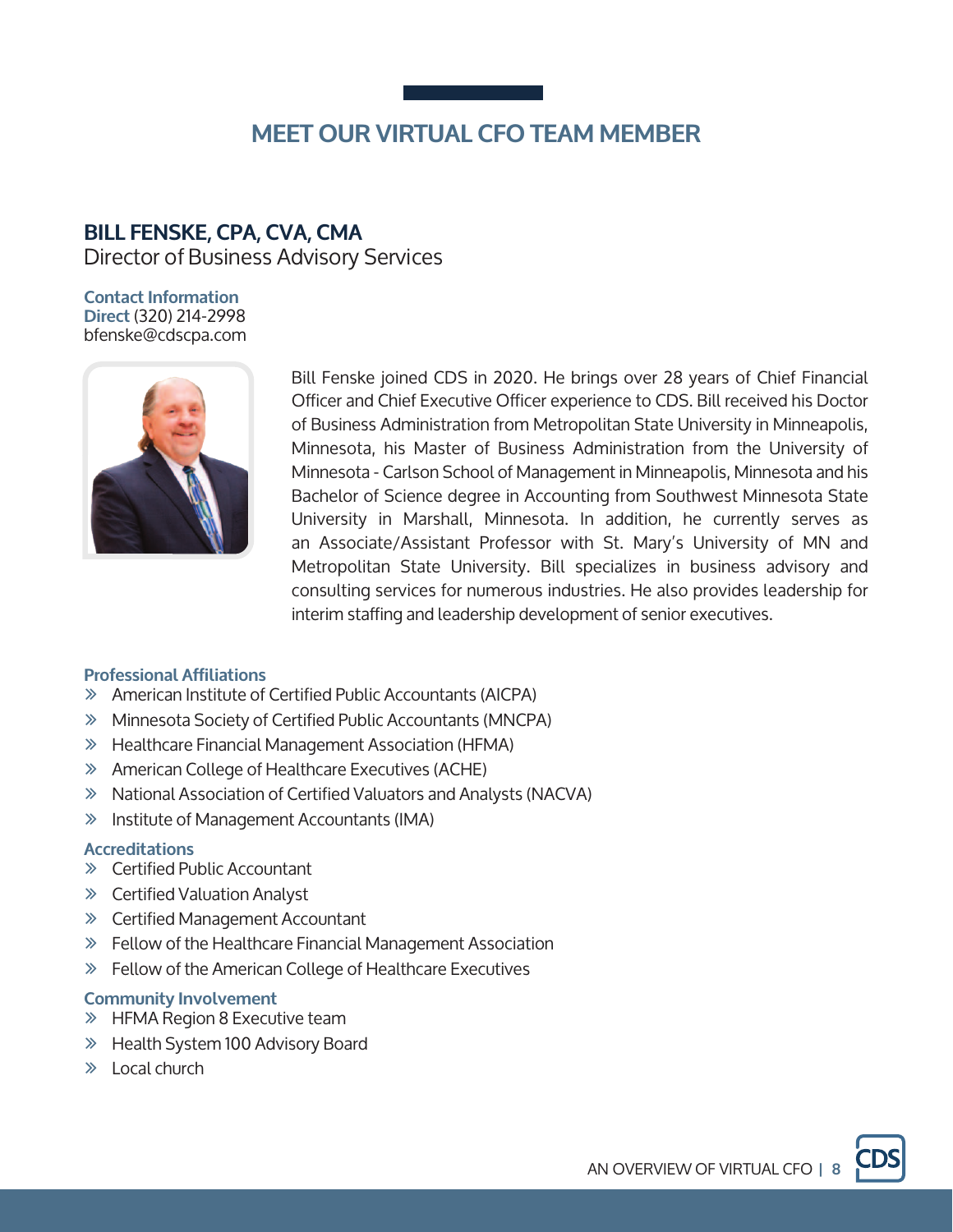# MEET OUR VIRTUAL CFO TEAM MEMBER

## BILL FENSKE, CPA, CVA, CMA

Director of Business Advisory Services

**Contact Information**
**Direct** (320) 214-2998
bfenske@cdscpa.com

Bill Fenske joined CDS in 2020. He brings over 28 years of Chief Financial Officer and Chief Executive Officer experience to CDS. Bill received his Doctor of Business Administration from Metropolitan State University in Minneapolis, Minnesota, his Master of Business Administration from the University of Minnesota - Carlson School of Management in Minneapolis, Minnesota and his Bachelor of Science degree in Accounting from Southwest Minnesota State University in Marshall, Minnesota. In addition, he currently serves as an Associate/Assistant Professor with St. Mary's University of MN and Metropolitan State University. Bill specializes in business advisory and consulting services for numerous industries. He also provides leadership for interim staffing and leadership development of senior executives.

### Professional Affiliations

- American Institute of Certified Public Accountants (AICPA)
- Minnesota Society of Certified Public Accountants (MNCPA)
- Healthcare Financial Management Association (HFMA)
- American College of Healthcare Executives (ACHE)
- National Association of Certified Valuators and Analysts (NACVA)
- Institute of Management Accountants (IMA)

### Accreditations

- Certified Public Accountant
- Certified Valuation Analyst
- Certified Management Accountant
- Fellow of the Healthcare Financial Management Association
- Fellow of the American College of Healthcare Executives

### Community Involvement

- HFMA Region 8 Executive team
- Health System 100 Advisory Board
- Local church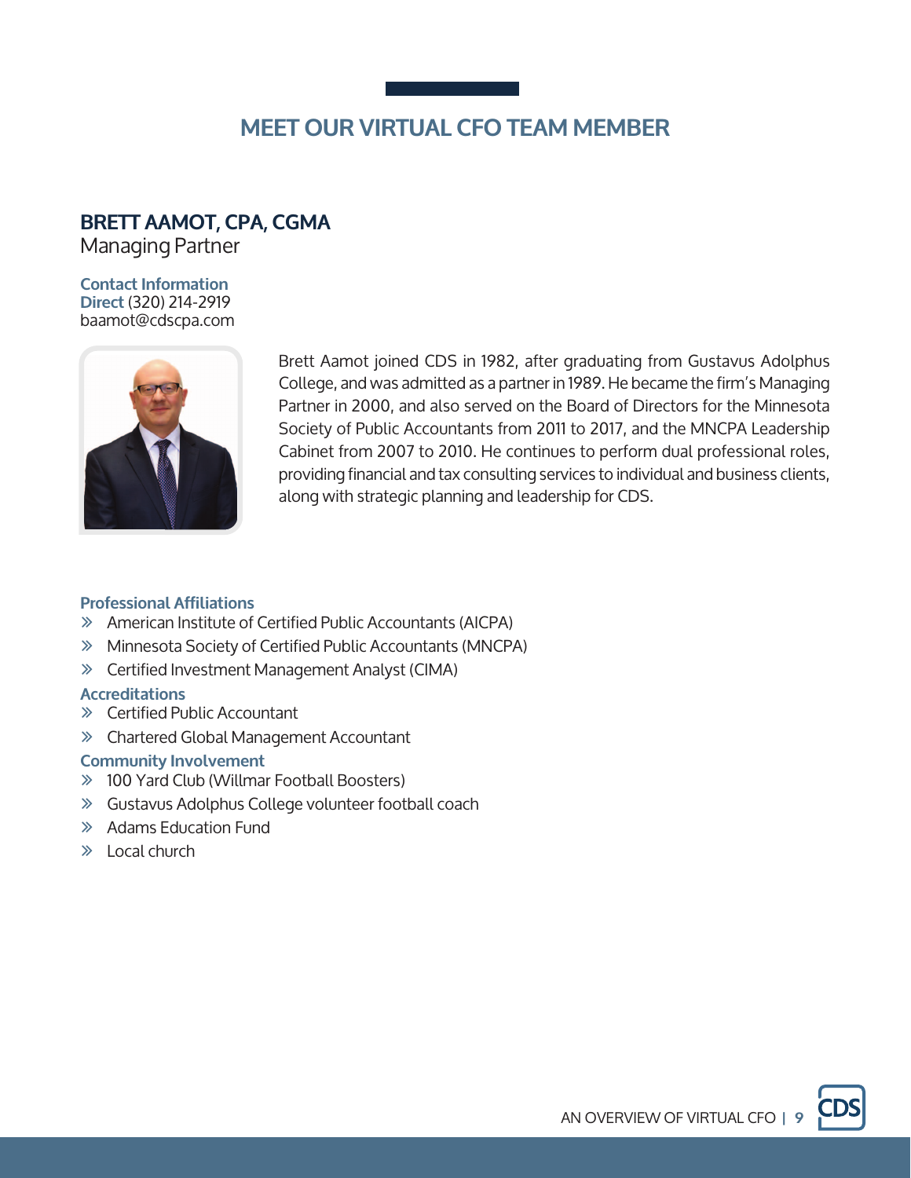# MEET OUR VIRTUAL CFO TEAM MEMBER

## BRETT AAMOT, CPA, CGMA
Managing Partner

**Contact Information**
**Direct** (320) 214-2919
baamot@cdscpa.com

Brett Aamot joined CDS in 1982, after graduating from Gustavus Adolphus College, and was admitted as a partner in 1989. He became the firm's Managing Partner in 2000, and also served on the Board of Directors for the Minnesota Society of Public Accountants from 2011 to 2017, and the MNCPA Leadership Cabinet from 2007 to 2010. He continues to perform dual professional roles, providing financial and tax consulting services to individual and business clients, along with strategic planning and leadership for CDS.

**Professional Affiliations**

- American Institute of Certified Public Accountants (AICPA)
- Minnesota Society of Certified Public Accountants (MNCPA)
- Certified Investment Management Analyst (CIMA)

**Accreditations**

- Certified Public Accountant
- Chartered Global Management Accountant

**Community Involvement**

- 100 Yard Club (Willmar Football Boosters)
- Gustavus Adolphus College volunteer football coach
- Adams Education Fund
- Local church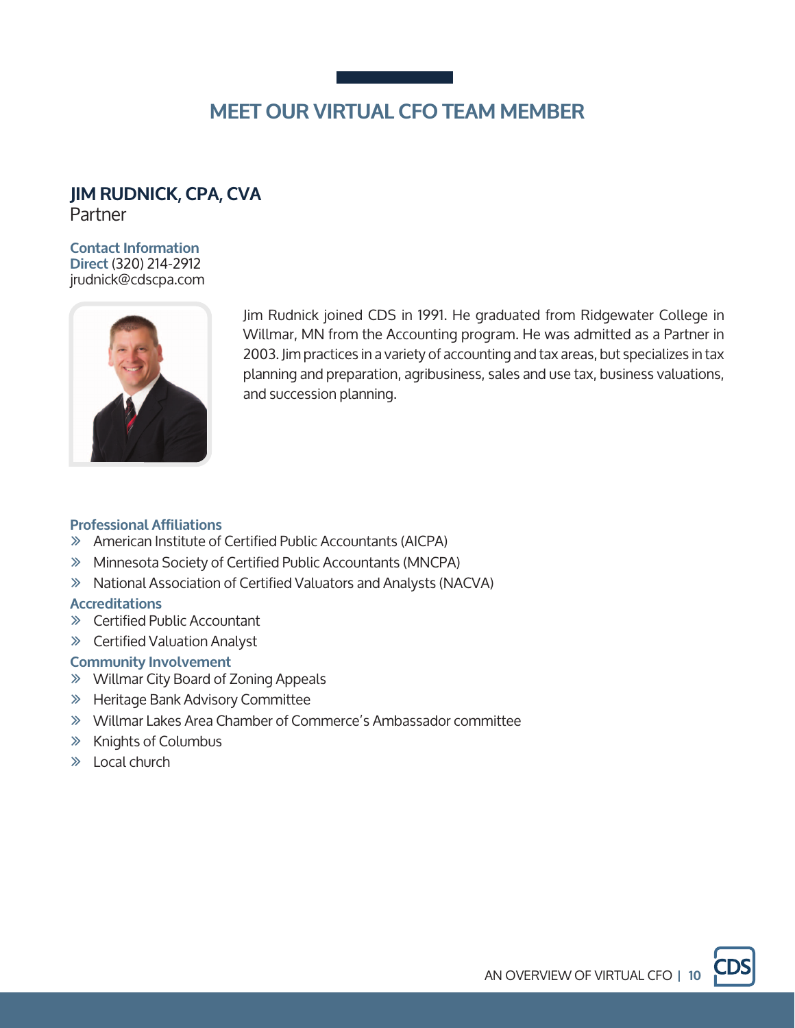# MEET OUR VIRTUAL CFO TEAM MEMBER

## JIM RUDNICK, CPA, CVA

Partner

**Contact Information**
**Direct** (320) 214-2912
jrudnick@cdscpa.com

Jim Rudnick joined CDS in 1991. He graduated from Ridgewater College in Willmar, MN from the Accounting program. He was admitted as a Partner in 2003. Jim practices in a variety of accounting and tax areas, but specializes in tax planning and preparation, agribusiness, sales and use tax, business valuations, and succession planning.

### Professional Affiliations

- American Institute of Certified Public Accountants (AICPA)
- Minnesota Society of Certified Public Accountants (MNCPA)
- National Association of Certified Valuators and Analysts (NACVA)

### Accreditations

- Certified Public Accountant
- Certified Valuation Analyst

### Community Involvement

- Willmar City Board of Zoning Appeals
- Heritage Bank Advisory Committee
- Willmar Lakes Area Chamber of Commerce's Ambassador committee
- Knights of Columbus
- Local church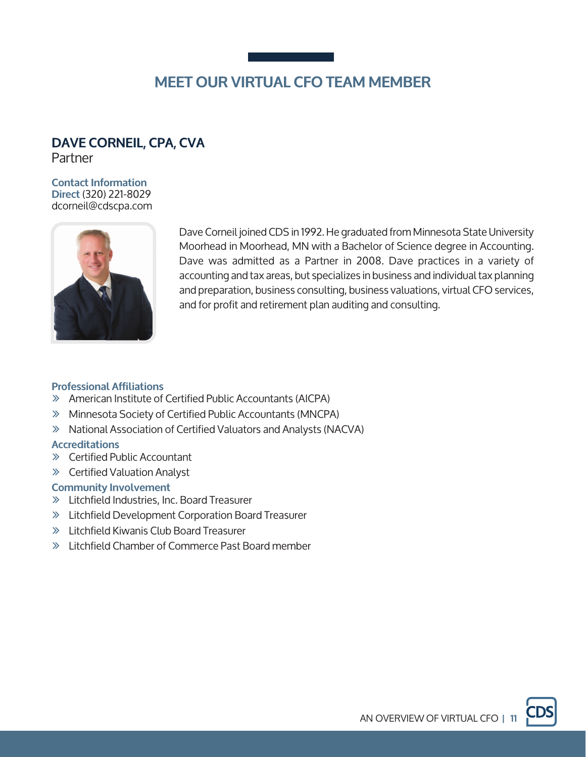# MEET OUR VIRTUAL CFO TEAM MEMBER

## DAVE CORNEIL, CPA, CVA

Partner

**Contact Information**
**Direct** (320) 221-8029
dcorneil@cdscpa.com

Dave Corneil joined CDS in 1992. He graduated from Minnesota State University Moorhead in Moorhead, MN with a Bachelor of Science degree in Accounting. Dave was admitted as a Partner in 2008. Dave practices in a variety of accounting and tax areas, but specializes in business and individual tax planning and preparation, business consulting, business valuations, virtual CFO services, and for profit and retirement plan auditing and consulting.

**Professional Affiliations**

- American Institute of Certified Public Accountants (AICPA)
- Minnesota Society of Certified Public Accountants (MNCPA)
- National Association of Certified Valuators and Analysts (NACVA)

**Accreditations**

- Certified Public Accountant
- Certified Valuation Analyst

**Community Involvement**

- Litchfield Industries, Inc. Board Treasurer
- Litchfield Development Corporation Board Treasurer
- Litchfield Kiwanis Club Board Treasurer
- Litchfield Chamber of Commerce Past Board member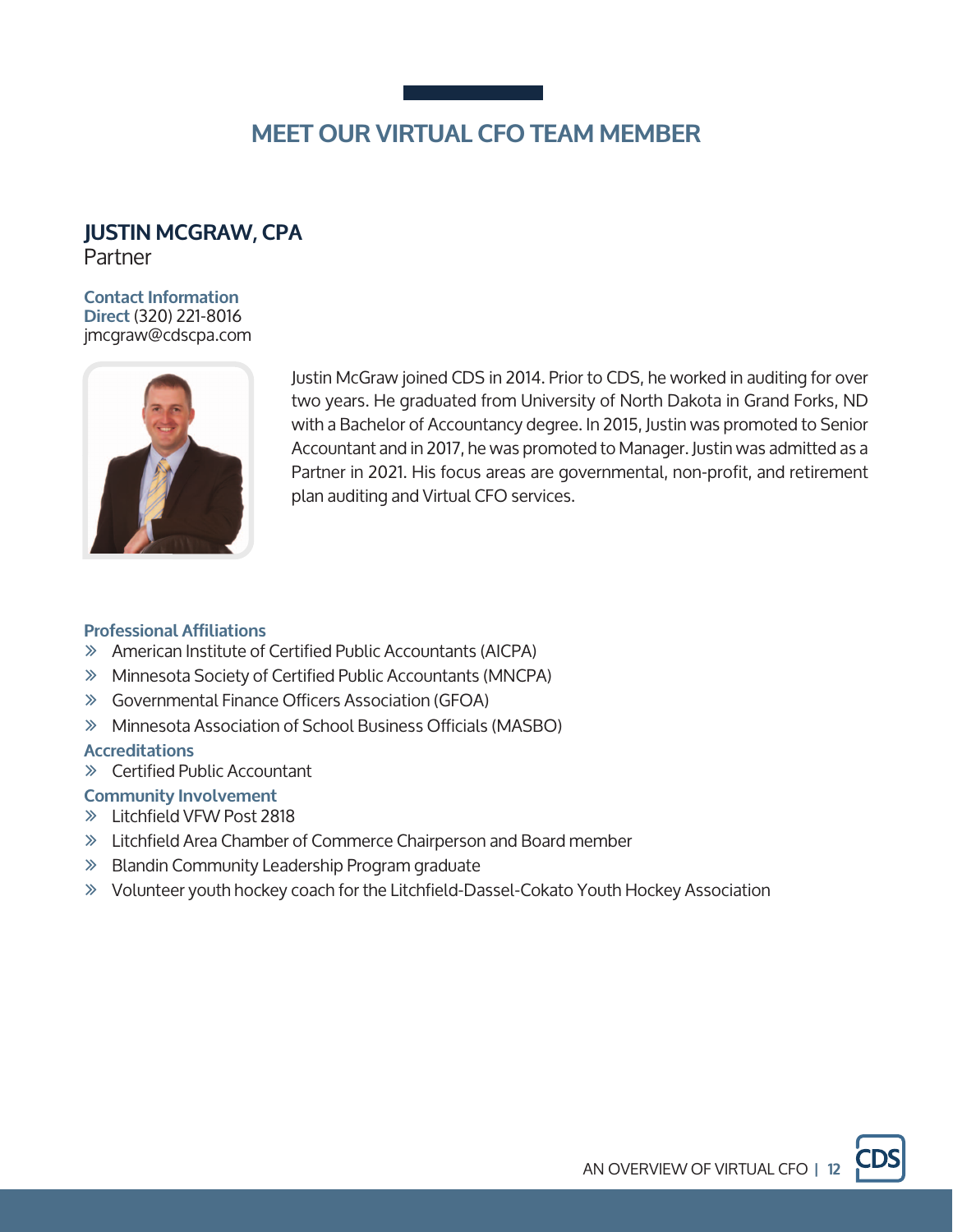# MEET OUR VIRTUAL CFO TEAM MEMBER

## JUSTIN MCGRAW, CPA

Partner

**Contact Information**
**Direct** (320) 221-8016
jmcgraw@cdscpa.com

Justin McGraw joined CDS in 2014. Prior to CDS, he worked in auditing for over two years. He graduated from University of North Dakota in Grand Forks, ND with a Bachelor of Accountancy degree. In 2015, Justin was promoted to Senior Accountant and in 2017, he was promoted to Manager. Justin was admitted as a Partner in 2021. His focus areas are governmental, non-profit, and retirement plan auditing and Virtual CFO services.

### Professional Affiliations

- American Institute of Certified Public Accountants (AICPA)
- Minnesota Society of Certified Public Accountants (MNCPA)
- Governmental Finance Officers Association (GFOA)
- Minnesota Association of School Business Officials (MASBO)

### Accreditations

- Certified Public Accountant

### Community Involvement

- Litchfield VFW Post 2818
- Litchfield Area Chamber of Commerce Chairperson and Board member
- Blandin Community Leadership Program graduate
- Volunteer youth hockey coach for the Litchfield-Dassel-Cokato Youth Hockey Association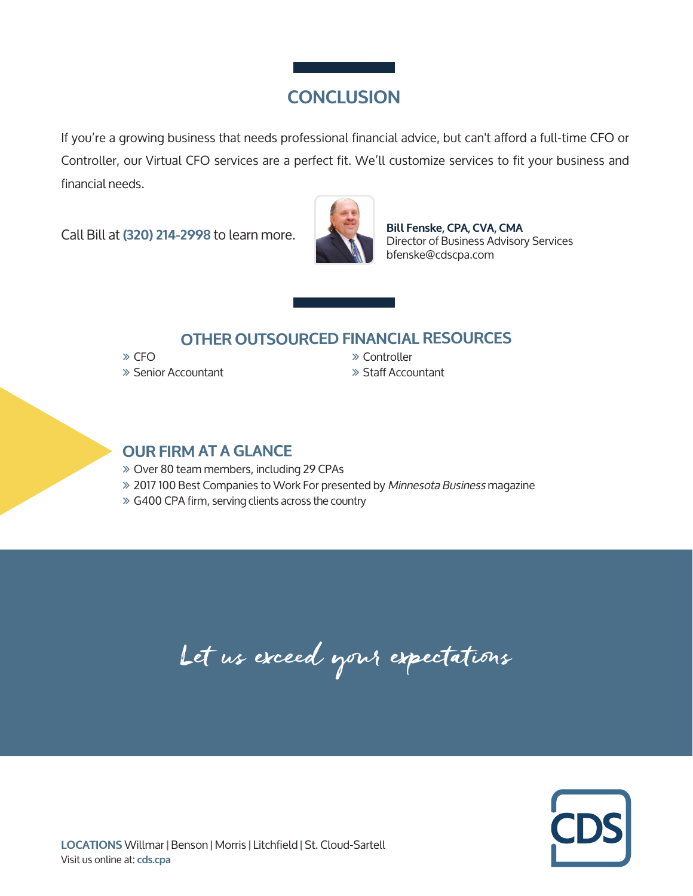## CONCLUSION

If you're a growing business that needs professional financial advice, but can't afford a full-time CFO or Controller, our Virtual CFO services are a perfect fit. We'll customize services to fit your business and financial needs.

Call Bill at **(320) 214-2998** to learn more.

**Bill Fenske, CPA, CVA, CMA**
Director of Business Advisory Services
bfenske@cdscpa.com

## OTHER OUTSOURCED FINANCIAL RESOURCES

- CFO
- Senior Accountant
- Controller
- Staff Accountant

## OUR FIRM AT A GLANCE

- Over 80 team members, including 29 CPAs
- 2017 100 Best Companies to Work For presented by *Minnesota Business* magazine
- G400 CPA firm, serving clients across the country

*Let us exceed your expectations*

CDS

**LOCATIONS** Willmar | Benson | Morris | Litchfield | St. Cloud-Sartell
Visit us online at: **cds.cpa**